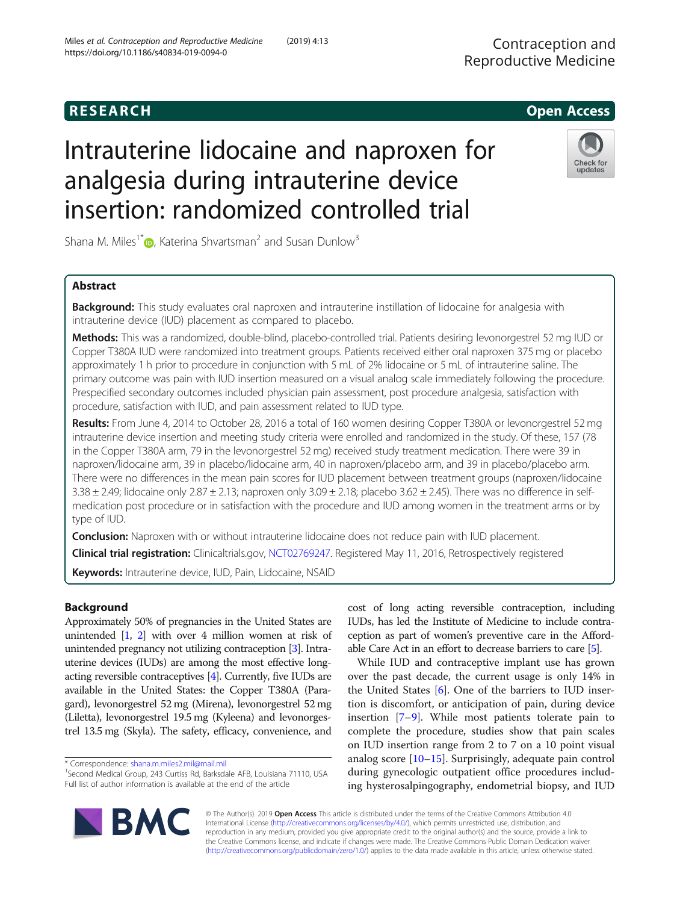# Intrauterine lidocaine and naproxen for analgesia during intrauterine device insertion: randomized controlled trial

Shana M. Miles[1*], Katerina Shvartsman[2] and Susan Dunlow[3]

## Abstract

**Background:** This study evaluates oral naproxen and intrauterine instillation of lidocaine for analgesia with intrauterine device (IUD) placement as compared to placebo.

**Methods:** This was a randomized, double-blind, placebo-controlled trial. Patients desiring levonorgestrel 52 mg IUD or Copper T380A IUD were randomized into treatment groups. Patients received either oral naproxen 375 mg or placebo approximately 1 h prior to procedure in conjunction with 5 mL of 2% lidocaine or 5 mL of intrauterine saline. The primary outcome was pain with IUD insertion measured on a visual analog scale immediately following the procedure. Prespecified secondary outcomes included physician pain assessment, post procedure analgesia, satisfaction with procedure, satisfaction with IUD, and pain assessment related to IUD type.

**Results:** From June 4, 2014 to October 28, 2016 a total of 160 women desiring Copper T380A or levonorgestrel 52 mg intrauterine device insertion and meeting study criteria were enrolled and randomized in the study. Of these, 157 (78 in the Copper T380A arm, 79 in the levonorgestrel 52 mg) received study treatment medication. There were 39 in naproxen/lidocaine arm, 39 in placebo/lidocaine arm, 40 in naproxen/placebo arm, and 39 in placebo/placebo arm. There were no differences in the mean pain scores for IUD placement between treatment groups (naproxen/lidocaine 3.38 ± 2.49; lidocaine only 2.87 ± 2.13; naproxen only 3.09 ± 2.18; placebo 3.62 ± 2.45). There was no difference in self-medication post procedure or in satisfaction with the procedure and IUD among women in the treatment arms or by type of IUD.

**Conclusion:** Naproxen with or without intrauterine lidocaine does not reduce pain with IUD placement.

**Clinical trial registration:** Clinicaltrials.gov, NCT02769247. Registered May 11, 2016, Retrospectively registered

**Keywords:** Intrauterine device, IUD, Pain, Lidocaine, NSAID

## Background

Approximately 50% of pregnancies in the United States are unintended [1, 2] with over 4 million women at risk of unintended pregnancy not utilizing contraception [3]. Intrauterine devices (IUDs) are among the most effective long-acting reversible contraceptives [4]. Currently, five IUDs are available in the United States: the Copper T380A (Paragard), levonorgestrel 52 mg (Mirena), levonorgestrel 52 mg (Liletta), levonorgestrel 19.5 mg (Kyleena) and levonorgestrel 13.5 mg (Skyla). The safety, efficacy, convenience, and cost of long acting reversible contraception, including IUDs, has led the Institute of Medicine to include contraception as part of women's preventive care in the Affordable Care Act in an effort to decrease barriers to care [5].

While IUD and contraceptive implant use has grown over the past decade, the current usage is only 14% in the United States [6]. One of the barriers to IUD insertion is discomfort, or anticipation of pain, during device insertion [7–9]. While most patients tolerate pain to complete the procedure, studies show that pain scales on IUD insertion range from 2 to 7 on a 10 point visual analog score [10–15]. Surprisingly, adequate pain control during gynecologic outpatient office procedures including hysterosalpingography, endometrial biopsy, and IUD

* Correspondence: shana.m.miles2.mil@mail.mil
[1]Second Medical Group, 243 Curtiss Rd, Barksdale AFB, Louisiana 71110, USA
Full list of author information is available at the end of the article

© The Author(s). 2019 **Open Access** This article is distributed under the terms of the Creative Commons Attribution 4.0 International License (http://creativecommons.org/licenses/by/4.0/), which permits unrestricted use, distribution, and reproduction in any medium, provided you give appropriate credit to the original author(s) and the source, provide a link to the Creative Commons license, and indicate if changes were made. The Creative Commons Public Domain Dedication waiver (http://creativecommons.org/publicdomain/zero/1.0/) applies to the data made available in this article, unless otherwise stated.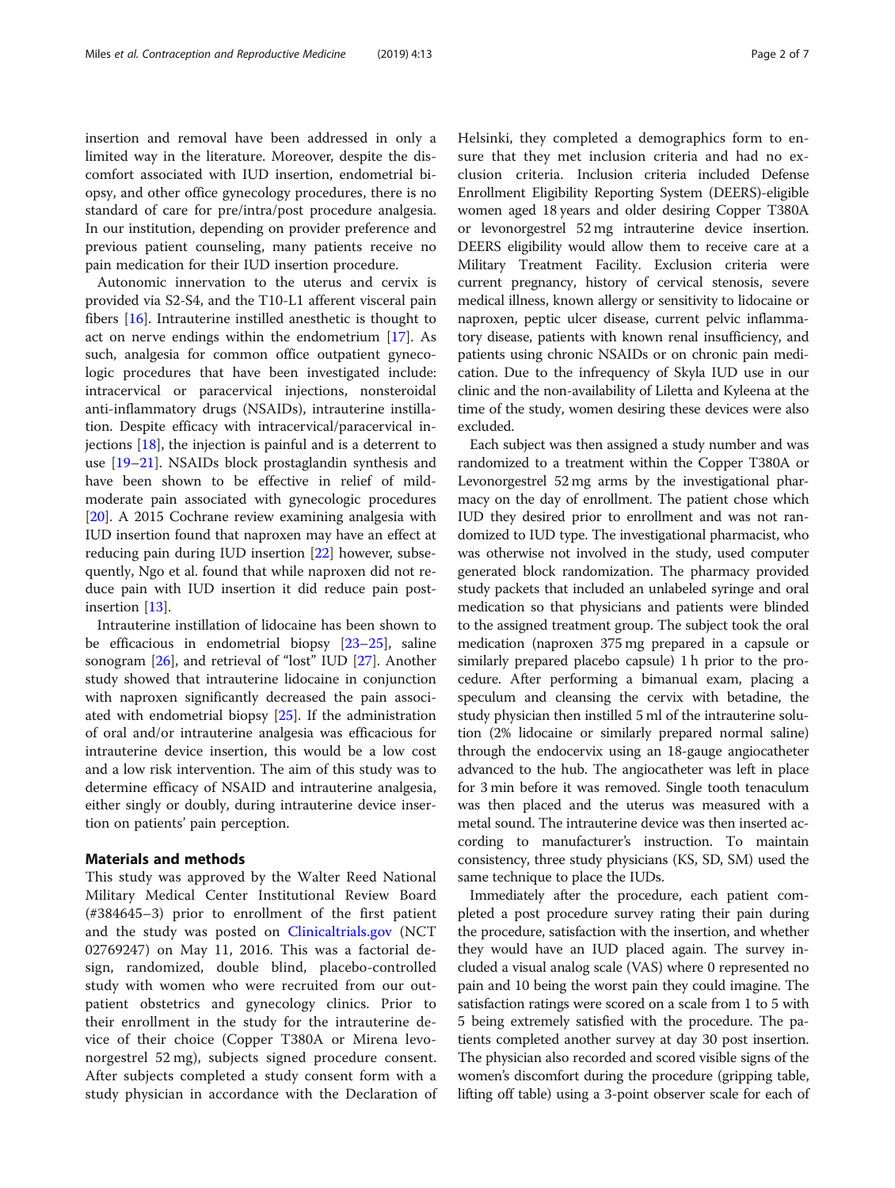insertion and removal have been addressed in only a limited way in the literature. Moreover, despite the discomfort associated with IUD insertion, endometrial biopsy, and other office gynecology procedures, there is no standard of care for pre/intra/post procedure analgesia. In our institution, depending on provider preference and previous patient counseling, many patients receive no pain medication for their IUD insertion procedure.

Autonomic innervation to the uterus and cervix is provided via S2-S4, and the T10-L1 afferent visceral pain fibers [16]. Intrauterine instilled anesthetic is thought to act on nerve endings within the endometrium [17]. As such, analgesia for common office outpatient gynecologic procedures that have been investigated include: intracervical or paracervical injections, nonsteroidal anti-inflammatory drugs (NSAIDs), intrauterine instillation. Despite efficacy with intracervical/paracervical injections [18], the injection is painful and is a deterrent to use [19–21]. NSAIDs block prostaglandin synthesis and have been shown to be effective in relief of mild-moderate pain associated with gynecologic procedures [20]. A 2015 Cochrane review examining analgesia with IUD insertion found that naproxen may have an effect at reducing pain during IUD insertion [22] however, subsequently, Ngo et al. found that while naproxen did not reduce pain with IUD insertion it did reduce pain post-insertion [13].

Intrauterine instillation of lidocaine has been shown to be efficacious in endometrial biopsy [23–25], saline sonogram [26], and retrieval of "lost" IUD [27]. Another study showed that intrauterine lidocaine in conjunction with naproxen significantly decreased the pain associated with endometrial biopsy [25]. If the administration of oral and/or intrauterine analgesia was efficacious for intrauterine device insertion, this would be a low cost and a low risk intervention. The aim of this study was to determine efficacy of NSAID and intrauterine analgesia, either singly or doubly, during intrauterine device insertion on patients' pain perception.

## Materials and methods

This study was approved by the Walter Reed National Military Medical Center Institutional Review Board (#384645–3) prior to enrollment of the first patient and the study was posted on Clinicaltrials.gov (NCT 02769247) on May 11, 2016. This was a factorial design, randomized, double blind, placebo-controlled study with women who were recruited from our outpatient obstetrics and gynecology clinics. Prior to their enrollment in the study for the intrauterine device of their choice (Copper T380A or Mirena levonorgestrel 52 mg), subjects signed procedure consent. After subjects completed a study consent form with a study physician in accordance with the Declaration of Helsinki, they completed a demographics form to ensure that they met inclusion criteria and had no exclusion criteria. Inclusion criteria included Defense Enrollment Eligibility Reporting System (DEERS)-eligible women aged 18 years and older desiring Copper T380A or levonorgestrel 52 mg intrauterine device insertion. DEERS eligibility would allow them to receive care at a Military Treatment Facility. Exclusion criteria were current pregnancy, history of cervical stenosis, severe medical illness, known allergy or sensitivity to lidocaine or naproxen, peptic ulcer disease, current pelvic inflammatory disease, patients with known renal insufficiency, and patients using chronic NSAIDs or on chronic pain medication. Due to the infrequency of Skyla IUD use in our clinic and the non-availability of Liletta and Kyleena at the time of the study, women desiring these devices were also excluded.

Each subject was then assigned a study number and was randomized to a treatment within the Copper T380A or Levonorgestrel 52 mg arms by the investigational pharmacy on the day of enrollment. The patient chose which IUD they desired prior to enrollment and was not randomized to IUD type. The investigational pharmacist, who was otherwise not involved in the study, used computer generated block randomization. The pharmacy provided study packets that included an unlabeled syringe and oral medication so that physicians and patients were blinded to the assigned treatment group. The subject took the oral medication (naproxen 375 mg prepared in a capsule or similarly prepared placebo capsule) 1 h prior to the procedure. After performing a bimanual exam, placing a speculum and cleansing the cervix with betadine, the study physician then instilled 5 ml of the intrauterine solution (2% lidocaine or similarly prepared normal saline) through the endocervix using an 18-gauge angiocatheter advanced to the hub. The angiocatheter was left in place for 3 min before it was removed. Single tooth tenaculum was then placed and the uterus was measured with a metal sound. The intrauterine device was then inserted according to manufacturer's instruction. To maintain consistency, three study physicians (KS, SD, SM) used the same technique to place the IUDs.

Immediately after the procedure, each patient completed a post procedure survey rating their pain during the procedure, satisfaction with the insertion, and whether they would have an IUD placed again. The survey included a visual analog scale (VAS) where 0 represented no pain and 10 being the worst pain they could imagine. The satisfaction ratings were scored on a scale from 1 to 5 with 5 being extremely satisfied with the procedure. The patients completed another survey at day 30 post insertion. The physician also recorded and scored visible signs of the women's discomfort during the procedure (gripping table, lifting off table) using a 3-point observer scale for each of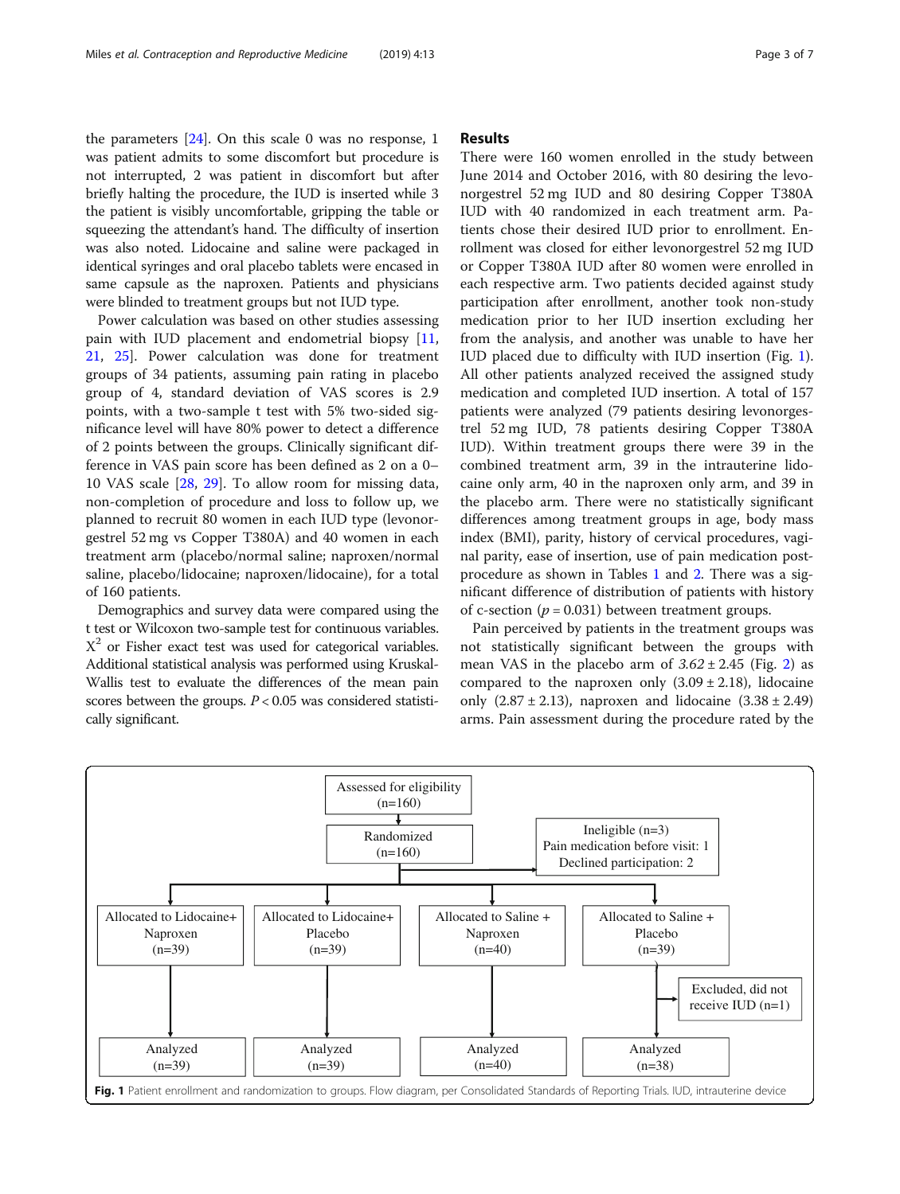the parameters [24]. On this scale 0 was no response, 1 was patient admits to some discomfort but procedure is not interrupted, 2 was patient in discomfort but after briefly halting the procedure, the IUD is inserted while 3 the patient is visibly uncomfortable, gripping the table or squeezing the attendant's hand. The difficulty of insertion was also noted. Lidocaine and saline were packaged in identical syringes and oral placebo tablets were encased in same capsule as the naproxen. Patients and physicians were blinded to treatment groups but not IUD type.

Power calculation was based on other studies assessing pain with IUD placement and endometrial biopsy [11, 21, 25]. Power calculation was done for treatment groups of 34 patients, assuming pain rating in placebo group of 4, standard deviation of VAS scores is 2.9 points, with a two-sample t test with 5% two-sided significance level will have 80% power to detect a difference of 2 points between the groups. Clinically significant difference in VAS pain score has been defined as 2 on a 0–10 VAS scale [28, 29]. To allow room for missing data, non-completion of procedure and loss to follow up, we planned to recruit 80 women in each IUD type (levonorgestrel 52 mg vs Copper T380A) and 40 women in each treatment arm (placebo/normal saline; naproxen/normal saline, placebo/lidocaine; naproxen/lidocaine), for a total of 160 patients.

Demographics and survey data were compared using the t test or Wilcoxon two-sample test for continuous variables. $X^2$ or Fisher exact test was used for categorical variables. Additional statistical analysis was performed using Kruskal-Wallis test to evaluate the differences of the mean pain scores between the groups. $P < 0.05$ was considered statistically significant.

## Results

There were 160 women enrolled in the study between June 2014 and October 2016, with 80 desiring the levonorgestrel 52 mg IUD and 80 desiring Copper T380A IUD with 40 randomized in each treatment arm. Patients chose their desired IUD prior to enrollment. Enrollment was closed for either levonorgestrel 52 mg IUD or Copper T380A IUD after 80 women were enrolled in each respective arm. Two patients decided against study participation after enrollment, another took non-study medication prior to her IUD insertion excluding her from the analysis, and another was unable to have her IUD placed due to difficulty with IUD insertion (Fig. 1). All other patients analyzed received the assigned study medication and completed IUD insertion. A total of 157 patients were analyzed (79 patients desiring levonorgestrel 52 mg IUD, 78 patients desiring Copper T380A IUD). Within treatment groups there were 39 in the combined treatment arm, 39 in the intrauterine lidocaine only arm, 40 in the naproxen only arm, and 39 in the placebo arm. There were no statistically significant differences among treatment groups in age, body mass index (BMI), parity, history of cervical procedures, vaginal parity, ease of insertion, use of pain medication post-procedure as shown in Tables 1 and 2. There was a significant difference of distribution of patients with history of c-section ($p = 0.031$) between treatment groups.

Pain perceived by patients in the treatment groups was not statistically significant between the groups with mean VAS in the placebo arm of *3.62* ± 2.45 (Fig. 2) as compared to the naproxen only (3.09 ± 2.18), lidocaine only (2.87 ± 2.13), naproxen and lidocaine (3.38 ± 2.49) arms. Pain assessment during the procedure rated by the

Assessed for eligibility (n=160)

Randomized (n=160)

Ineligible (n=3)
Pain medication before visit: 1
Declined participation: 2

| Allocated to Lidocaine+ Naproxen (n=39) | Allocated to Lidocaine+ Placebo (n=39) | Allocated to Saline + Naproxen (n=40) | Allocated to Saline + Placebo (n=39) |
|---|---|---|---|
| | | | Excluded, did not receive IUD (n=1) |
| Analyzed (n=39) | Analyzed (n=39) | Analyzed (n=40) | Analyzed (n=38) |

**Fig. 1** Patient enrollment and randomization to groups. Flow diagram, per Consolidated Standards of Reporting Trials. IUD, intrauterine device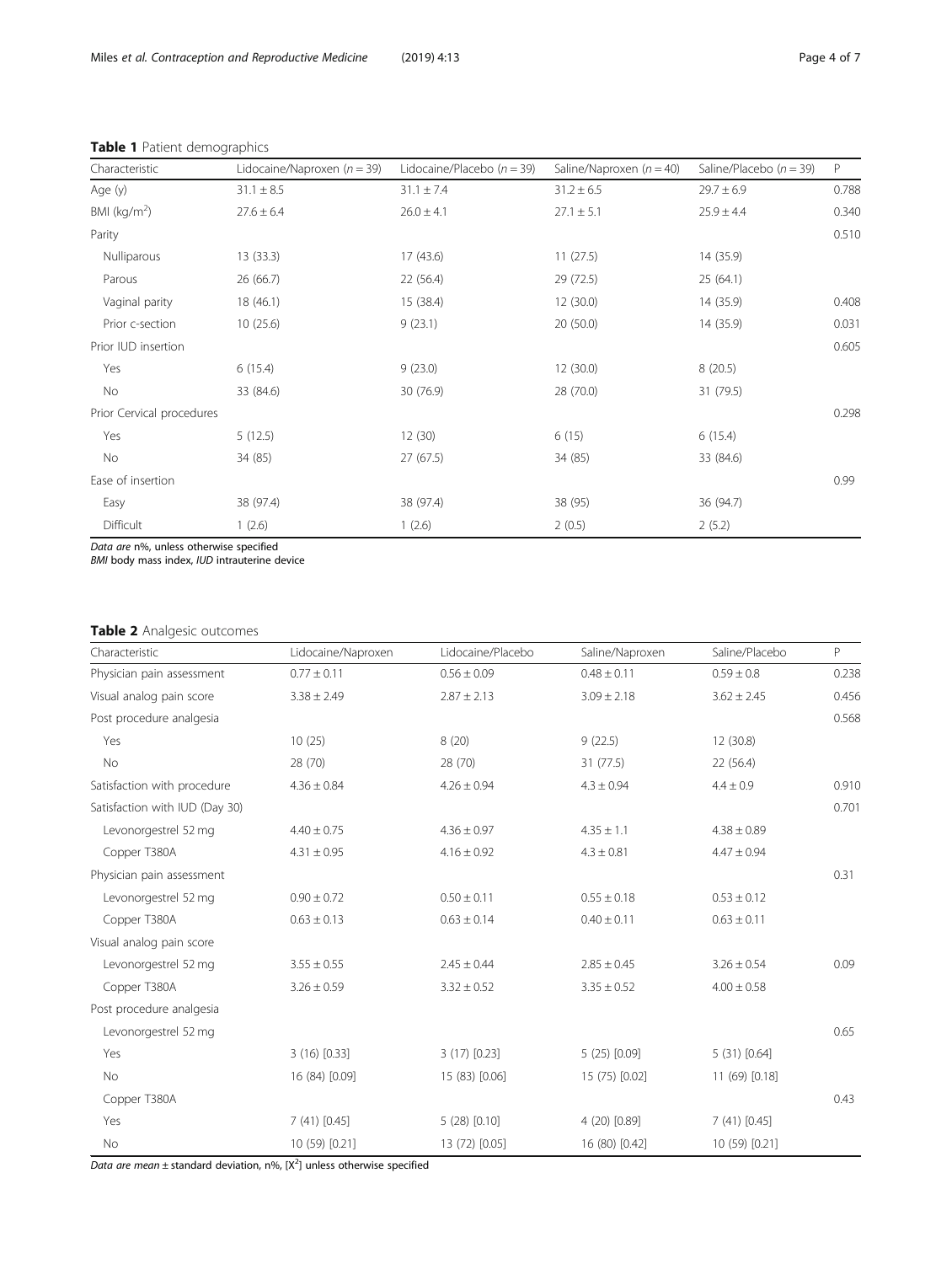**Table 1** Patient demographics

| Characteristic | Lidocaine/Naproxen (*n* = 39) | Lidocaine/Placebo (*n* = 39) | Saline/Naproxen (*n* = 40) | Saline/Placebo (*n* = 39) | P |
|---|---|---|---|---|---|
| Age (y) | 31.1 ± 8.5 | 31.1 ± 7.4 | 31.2 ± 6.5 | 29.7 ± 6.9 | 0.788 |
| BMI (kg/m$^2$) | 27.6 ± 6.4 | 26.0 ± 4.1 | 27.1 ± 5.1 | 25.9 ± 4.4 | 0.340 |
| Parity | | | | | 0.510 |
| Nulliparous | 13 (33.3) | 17 (43.6) | 11 (27.5) | 14 (35.9) | |
| Parous | 26 (66.7) | 22 (56.4) | 29 (72.5) | 25 (64.1) | |
| Vaginal parity | 18 (46.1) | 15 (38.4) | 12 (30.0) | 14 (35.9) | 0.408 |
| Prior c-section | 10 (25.6) | 9 (23.1) | 20 (50.0) | 14 (35.9) | 0.031 |
| Prior IUD insertion | | | | | 0.605 |
| Yes | 6 (15.4) | 9 (23.0) | 12 (30.0) | 8 (20.5) | |
| No | 33 (84.6) | 30 (76.9) | 28 (70.0) | 31 (79.5) | |
| Prior Cervical procedures | | | | | 0.298 |
| Yes | 5 (12.5) | 12 (30) | 6 (15) | 6 (15.4) | |
| No | 34 (85) | 27 (67.5) | 34 (85) | 33 (84.6) | |
| Ease of insertion | | | | | 0.99 |
| Easy | 38 (97.4) | 38 (97.4) | 38 (95) | 36 (94.7) | |
| Difficult | 1 (2.6) | 1 (2.6) | 2 (0.5) | 2 (5.2) | |

*Data are* n%, unless otherwise specified
*BMI* body mass index, *IUD* intrauterine device

**Table 2** Analgesic outcomes

| Characteristic | Lidocaine/Naproxen | Lidocaine/Placebo | Saline/Naproxen | Saline/Placebo | P |
|---|---|---|---|---|---|
| Physician pain assessment | 0.77 ± 0.11 | 0.56 ± 0.09 | 0.48 ± 0.11 | 0.59 ± 0.8 | 0.238 |
| Visual analog pain score | 3.38 ± 2.49 | 2.87 ± 2.13 | 3.09 ± 2.18 | 3.62 ± 2.45 | 0.456 |
| Post procedure analgesia | | | | | 0.568 |
| Yes | 10 (25) | 8 (20) | 9 (22.5) | 12 (30.8) | |
| No | 28 (70) | 28 (70) | 31 (77.5) | 22 (56.4) | |
| Satisfaction with procedure | 4.36 ± 0.84 | 4.26 ± 0.94 | 4.3 ± 0.94 | 4.4 ± 0.9 | 0.910 |
| Satisfaction with IUD (Day 30) | | | | | 0.701 |
| Levonorgestrel 52 mg | 4.40 ± 0.75 | 4.36 ± 0.97 | 4.35 ± 1.1 | 4.38 ± 0.89 | |
| Copper T380A | 4.31 ± 0.95 | 4.16 ± 0.92 | 4.3 ± 0.81 | 4.47 ± 0.94 | |
| Physician pain assessment | | | | | 0.31 |
| Levonorgestrel 52 mg | 0.90 ± 0.72 | 0.50 ± 0.11 | 0.55 ± 0.18 | 0.53 ± 0.12 | |
| Copper T380A | 0.63 ± 0.13 | 0.63 ± 0.14 | 0.40 ± 0.11 | 0.63 ± 0.11 | |
| Visual analog pain score | | | | | |
| Levonorgestrel 52 mg | 3.55 ± 0.55 | 2.45 ± 0.44 | 2.85 ± 0.45 | 3.26 ± 0.54 | 0.09 |
| Copper T380A | 3.26 ± 0.59 | 3.32 ± 0.52 | 3.35 ± 0.52 | 4.00 ± 0.58 | |
| Post procedure analgesia | | | | | |
| Levonorgestrel 52 mg | | | | | 0.65 |
| Yes | 3 (16) [0.33] | 3 (17) [0.23] | 5 (25) [0.09] | 5 (31) [0.64] | |
| No | 16 (84) [0.09] | 15 (83) [0.06] | 15 (75) [0.02] | 11 (69) [0.18] | |
| Copper T380A | | | | | 0.43 |
| Yes | 7 (41) [0.45] | 5 (28) [0.10] | 4 (20) [0.89] | 7 (41) [0.45] | |
| No | 10 (59) [0.21] | 13 (72) [0.05] | 16 (80) [0.42] | 10 (59) [0.21] | |

*Data are mean* ± standard deviation, n%, [$X^2$] unless otherwise specified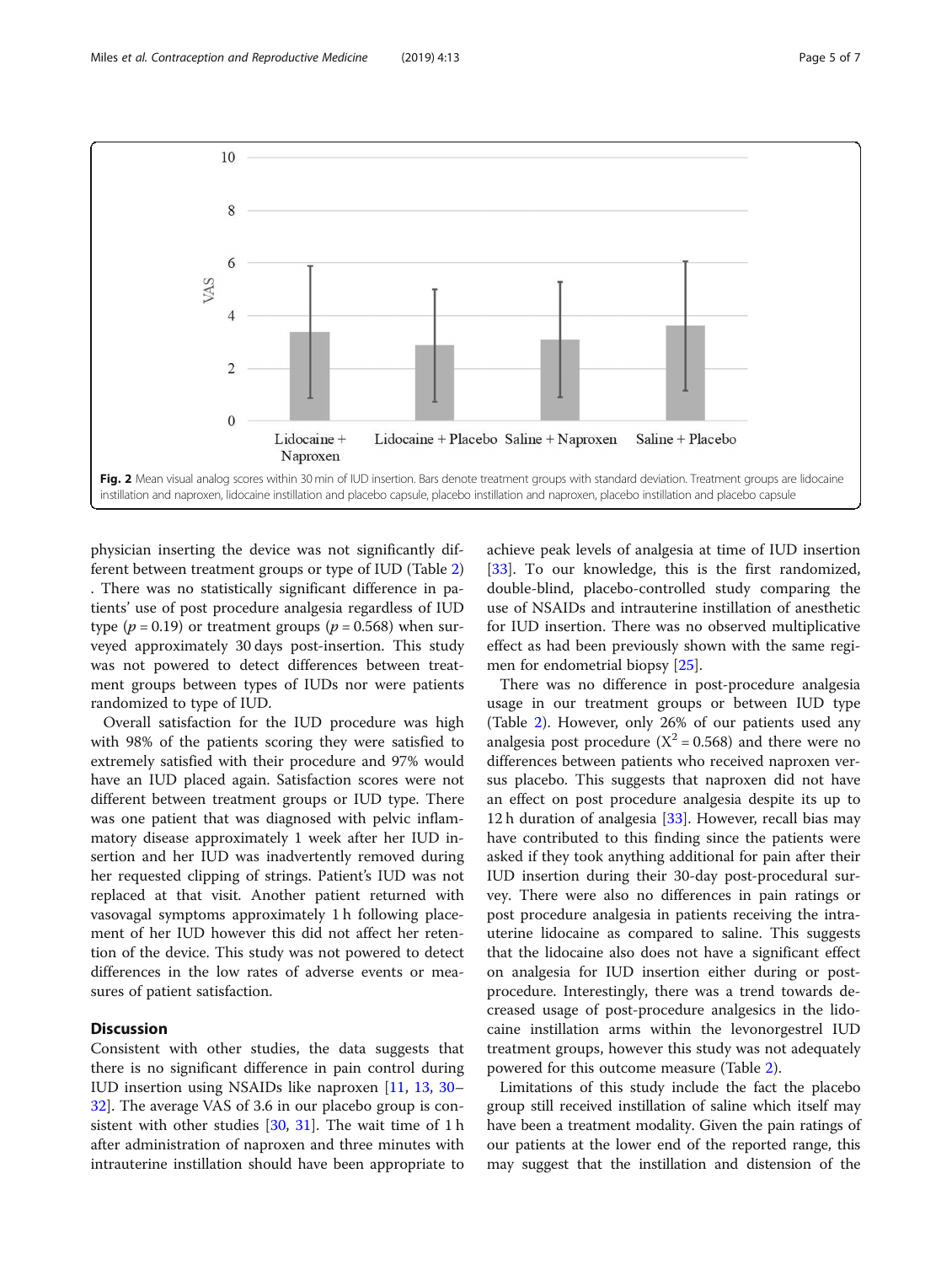Fig. 2 Mean visual analog scores within 30 min of IUD insertion. Bars denote treatment groups with standard deviation. Treatment groups are lidocaine instillation and naproxen, lidocaine instillation and placebo capsule, placebo instillation and naproxen, placebo instillation and placebo capsule

physician inserting the device was not significantly different between treatment groups or type of IUD (Table 2). There was no statistically significant difference in patients' use of post procedure analgesia regardless of IUD type ($p = 0.19$) or treatment groups ($p = 0.568$) when surveyed approximately 30 days post-insertion. This study was not powered to detect differences between treatment groups between types of IUDs nor were patients randomized to type of IUD.

Overall satisfaction for the IUD procedure was high with 98% of the patients scoring they were satisfied to extremely satisfied with their procedure and 97% would have an IUD placed again. Satisfaction scores were not different between treatment groups or IUD type. There was one patient that was diagnosed with pelvic inflammatory disease approximately 1 week after her IUD insertion and her IUD was inadvertently removed during her requested clipping of strings. Patient's IUD was not replaced at that visit. Another patient returned with vasovagal symptoms approximately 1 h following placement of her IUD however this did not affect her retention of the device. This study was not powered to detect differences in the low rates of adverse events or measures of patient satisfaction.

## Discussion

Consistent with other studies, the data suggests that there is no significant difference in pain control during IUD insertion using NSAIDs like naproxen [11, 13, 30–32]. The average VAS of 3.6 in our placebo group is consistent with other studies [30, 31]. The wait time of 1 h after administration of naproxen and three minutes with intrauterine instillation should have been appropriate to achieve peak levels of analgesia at time of IUD insertion [33]. To our knowledge, this is the first randomized, double-blind, placebo-controlled study comparing the use of NSAIDs and intrauterine instillation of anesthetic for IUD insertion. There was no observed multiplicative effect as had been previously shown with the same regimen for endometrial biopsy [25].

There was no difference in post-procedure analgesia usage in our treatment groups or between IUD type (Table 2). However, only 26% of our patients used any analgesia post procedure ($X^2 = 0.568$) and there were no differences between patients who received naproxen versus placebo. This suggests that naproxen did not have an effect on post procedure analgesia despite its up to 12 h duration of analgesia [33]. However, recall bias may have contributed to this finding since the patients were asked if they took anything additional for pain after their IUD insertion during their 30-day post-procedural survey. There were also no differences in pain ratings or post procedure analgesia in patients receiving the intrauterine lidocaine as compared to saline. This suggests that the lidocaine also does not have a significant effect on analgesia for IUD insertion either during or post-procedure. Interestingly, there was a trend towards decreased usage of post-procedure analgesics in the lidocaine instillation arms within the levonorgestrel IUD treatment groups, however this study was not adequately powered for this outcome measure (Table 2).

Limitations of this study include the fact the placebo group still received instillation of saline which itself may have been a treatment modality. Given the pain ratings of our patients at the lower end of the reported range, this may suggest that the instillation and distension of the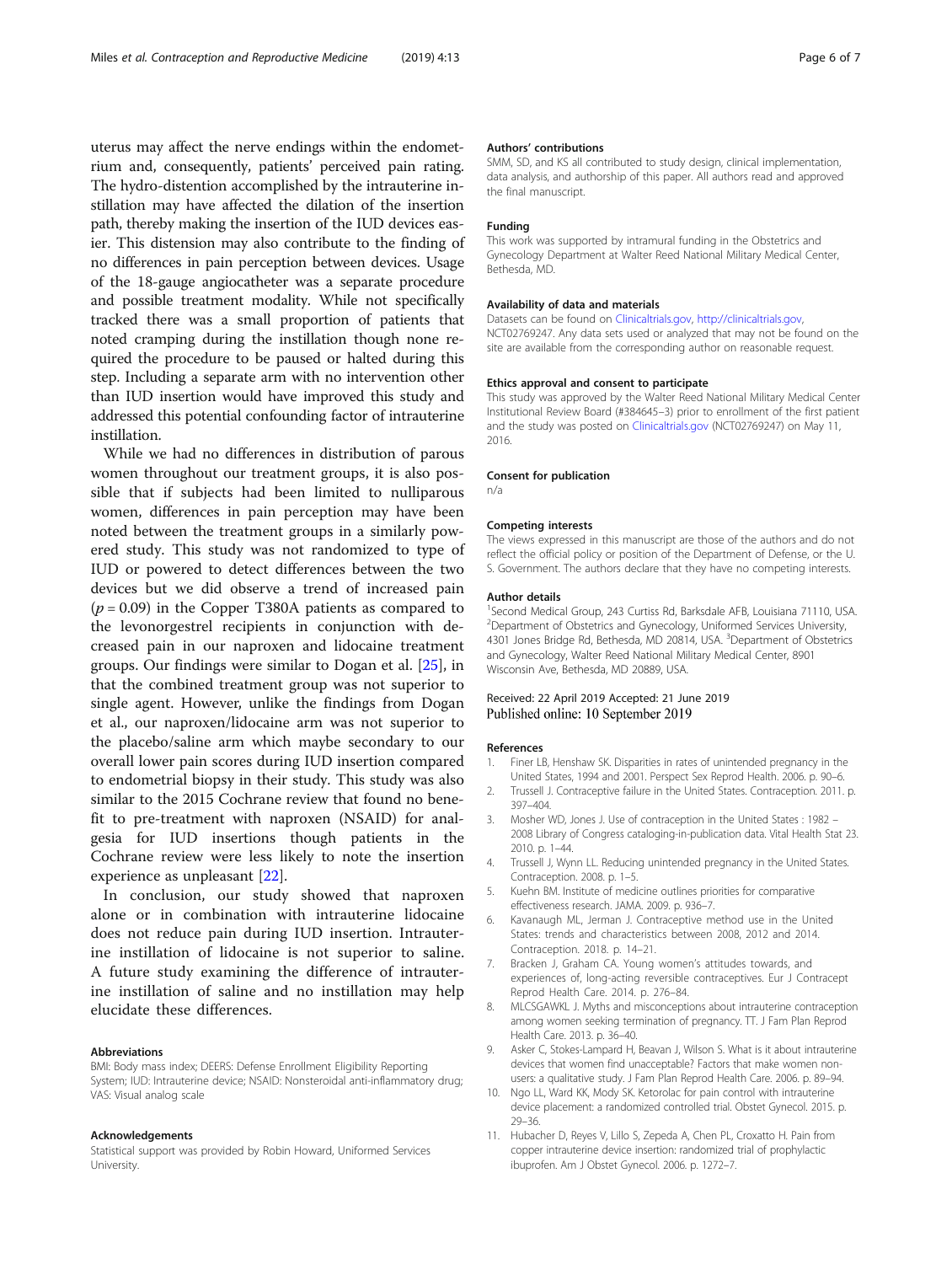uterus may affect the nerve endings within the endometrium and, consequently, patients' perceived pain rating. The hydro-distention accomplished by the intrauterine instillation may have affected the dilation of the insertion path, thereby making the insertion of the IUD devices easier. This distension may also contribute to the finding of no differences in pain perception between devices. Usage of the 18-gauge angiocatheter was a separate procedure and possible treatment modality. While not specifically tracked there was a small proportion of patients that noted cramping during the instillation though none required the procedure to be paused or halted during this step. Including a separate arm with no intervention other than IUD insertion would have improved this study and addressed this potential confounding factor of intrauterine instillation.

While we had no differences in distribution of parous women throughout our treatment groups, it is also possible that if subjects had been limited to nulliparous women, differences in pain perception may have been noted between the treatment groups in a similarly powered study. This study was not randomized to type of IUD or powered to detect differences between the two devices but we did observe a trend of increased pain ($p = 0.09$) in the Copper T380A patients as compared to the levonorgestrel recipients in conjunction with decreased pain in our naproxen and lidocaine treatment groups. Our findings were similar to Dogan et al. [25], in that the combined treatment group was not superior to single agent. However, unlike the findings from Dogan et al., our naproxen/lidocaine arm was not superior to the placebo/saline arm which maybe secondary to our overall lower pain scores during IUD insertion compared to endometrial biopsy in their study. This study was also similar to the 2015 Cochrane review that found no benefit to pre-treatment with naproxen (NSAID) for analgesia for IUD insertions though patients in the Cochrane review were less likely to note the insertion experience as unpleasant [22].

In conclusion, our study showed that naproxen alone or in combination with intrauterine lidocaine does not reduce pain during IUD insertion. Intrauterine instillation of lidocaine is not superior to saline. A future study examining the difference of intrauterine instillation of saline and no instillation may help elucidate these differences.

#### Abbreviations

BMI: Body mass index; DEERS: Defense Enrollment Eligibility Reporting System; IUD: Intrauterine device; NSAID: Nonsteroidal anti-inflammatory drug; VAS: Visual analog scale

#### Acknowledgements

Statistical support was provided by Robin Howard, Uniformed Services University.

#### Authors' contributions

SMM, SD, and KS all contributed to study design, clinical implementation, data analysis, and authorship of this paper. All authors read and approved the final manuscript.

#### Funding

This work was supported by intramural funding in the Obstetrics and Gynecology Department at Walter Reed National Military Medical Center, Bethesda, MD.

#### Availability of data and materials

Datasets can be found on Clinicaltrials.gov, http://clinicaltrials.gov, NCT02769247. Any data sets used or analyzed that may not be found on the site are available from the corresponding author on reasonable request.

#### Ethics approval and consent to participate

This study was approved by the Walter Reed National Military Medical Center Institutional Review Board (#384645–3) prior to enrollment of the first patient and the study was posted on Clinicaltrials.gov (NCT02769247) on May 11, 2016.

#### Consent for publication

n/a

#### Competing interests

The views expressed in this manuscript are those of the authors and do not reflect the official policy or position of the Department of Defense, or the U. S. Government. The authors declare that they have no competing interests.

#### Author details

[1]Second Medical Group, 243 Curtiss Rd, Barksdale AFB, Louisiana 71110, USA. [2]Department of Obstetrics and Gynecology, Uniformed Services University, 4301 Jones Bridge Rd, Bethesda, MD 20814, USA. [3]Department of Obstetrics and Gynecology, Walter Reed National Military Medical Center, 8901 Wisconsin Ave, Bethesda, MD 20889, USA.

Received: 22 April 2019 Accepted: 21 June 2019
Published online: 10 September 2019

#### References

1. Finer LB, Henshaw SK. Disparities in rates of unintended pregnancy in the United States, 1994 and 2001. Perspect Sex Reprod Health. 2006. p. 90–6.
2. Trussell J. Contraceptive failure in the United States. Contraception. 2011. p. 397–404.
3. Mosher WD, Jones J. Use of contraception in the United States : 1982 – 2008 Library of Congress cataloging-in-publication data. Vital Health Stat 23. 2010. p. 1–44.
4. Trussell J, Wynn LL. Reducing unintended pregnancy in the United States. Contraception. 2008. p. 1–5.
5. Kuehn BM. Institute of medicine outlines priorities for comparative effectiveness research. JAMA. 2009. p. 936–7.
6. Kavanaugh ML, Jerman J. Contraceptive method use in the United States: trends and characteristics between 2008, 2012 and 2014. Contraception. 2018. p. 14–21.
7. Bracken J, Graham CA. Young women's attitudes towards, and experiences of, long-acting reversible contraceptives. Eur J Contracept Reprod Health Care. 2014. p. 276–84.
8. MLCSGAWKL J. Myths and misconceptions about intrauterine contraception among women seeking termination of pregnancy. TT. J Fam Plan Reprod Health Care. 2013. p. 36–40.
9. Asker C, Stokes-Lampard H, Beavan J, Wilson S. What is it about intrauterine devices that women find unacceptable? Factors that make women non-users: a qualitative study. J Fam Plan Reprod Health Care. 2006. p. 89–94.
10. Ngo LL, Ward KK, Mody SK. Ketorolac for pain control with intrauterine device placement: a randomized controlled trial. Obstet Gynecol. 2015. p. 29–36.
11. Hubacher D, Reyes V, Lillo S, Zepeda A, Chen PL, Croxatto H. Pain from copper intrauterine device insertion: randomized trial of prophylactic ibuprofen. Am J Obstet Gynecol. 2006. p. 1272–7.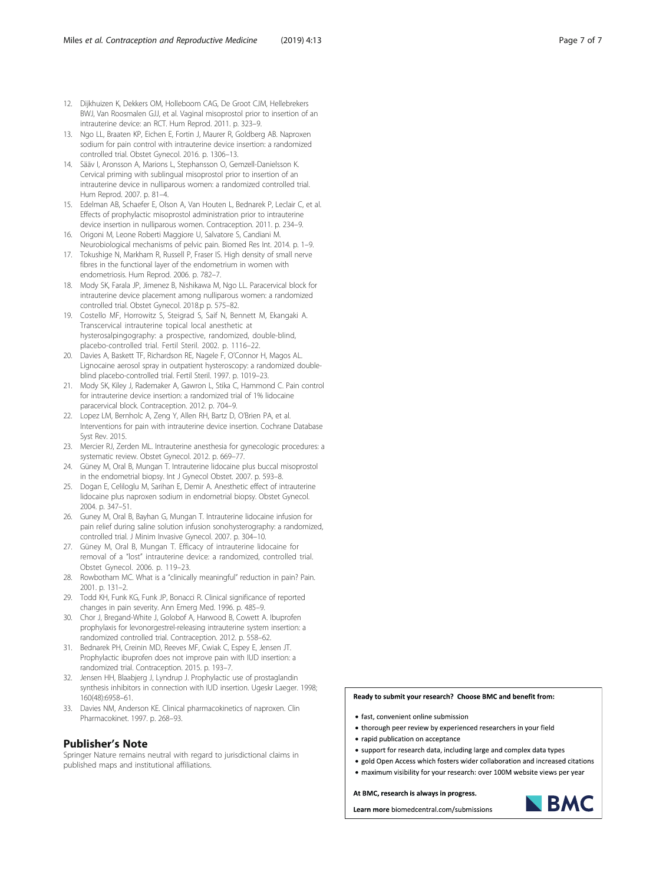12. Dijkhuizen K, Dekkers OM, Holleboom CAG, De Groot CJM, Hellebrekers BWJ, Van Roosmalen GJJ, et al. Vaginal misoprostol prior to insertion of an intrauterine device: an RCT. Hum Reprod. 2011. p. 323–9.
13. Ngo LL, Braaten KP, Eichen E, Fortin J, Maurer R, Goldberg AB. Naproxen sodium for pain control with intrauterine device insertion: a randomized controlled trial. Obstet Gynecol. 2016. p. 1306–13.
14. Sääv I, Aronsson A, Marions L, Stephansson O, Gemzell-Danielsson K. Cervical priming with sublingual misoprostol prior to insertion of an intrauterine device in nulliparous women: a randomized controlled trial. Hum Reprod. 2007. p. 81–4.
15. Edelman AB, Schaefer E, Olson A, Van Houten L, Bednarek P, Leclair C, et al. Effects of prophylactic misoprostol administration prior to intrauterine device insertion in nulliparous women. Contraception. 2011. p. 234–9.
16. Origoni M, Leone Roberti Maggiore U, Salvatore S, Candiani M. Neurobiological mechanisms of pelvic pain. Biomed Res Int. 2014. p. 1–9.
17. Tokushige N, Markham R, Russell P, Fraser IS. High density of small nerve fibres in the functional layer of the endometrium in women with endometriosis. Hum Reprod. 2006. p. 782–7.
18. Mody SK, Farala JP, Jimenez B, Nishikawa M, Ngo LL. Paracervical block for intrauterine device placement among nulliparous women: a randomized controlled trial. Obstet Gynecol. 2018.p p. 575–82.
19. Costello MF, Horrowitz S, Steigrad S, Saif N, Bennett M, Ekangaki A. Transcervical intrauterine topical local anesthetic at hysterosalpingography: a prospective, randomized, double-blind, placebo-controlled trial. Fertil Steril. 2002. p. 1116–22.
20. Davies A, Baskett TF, Richardson RE, Nagele F, O'Connor H, Magos AL. Lignocaine aerosol spray in outpatient hysteroscopy: a randomized double-blind placebo-controlled trial. Fertil Steril. 1997. p. 1019–23.
21. Mody SK, Kiley J, Rademaker A, Gawron L, Stika C, Hammond C. Pain control for intrauterine device insertion: a randomized trial of 1% lidocaine paracervical block. Contraception. 2012. p. 704–9.
22. Lopez LM, Bernholc A, Zeng Y, Allen RH, Bartz D, O'Brien PA, et al. Interventions for pain with intrauterine device insertion. Cochrane Database Syst Rev. 2015.
23. Mercier RJ, Zerden ML. Intrauterine anesthesia for gynecologic procedures: a systematic review. Obstet Gynecol. 2012. p. 669–77.
24. Güney M, Oral B, Mungan T. Intrauterine lidocaine plus buccal misoprostol in the endometrial biopsy. Int J Gynecol Obstet. 2007. p. 593–8.
25. Dogan E, Celiloglu M, Sarihan E, Demir A. Anesthetic effect of intrauterine lidocaine plus naproxen sodium in endometrial biopsy. Obstet Gynecol. 2004. p. 347–51.
26. Guney M, Oral B, Bayhan G, Mungan T. Intrauterine lidocaine infusion for pain relief during saline solution infusion sonohysterography: a randomized, controlled trial. J Minim Invasive Gynecol. 2007. p. 304–10.
27. Güney M, Oral B, Mungan T. Efficacy of intrauterine lidocaine for removal of a "lost" intrauterine device: a randomized, controlled trial. Obstet Gynecol. 2006. p. 119–23.
28. Rowbotham MC. What is a "clinically meaningful" reduction in pain? Pain. 2001. p. 131–2.
29. Todd KH, Funk KG, Funk JP, Bonacci R. Clinical significance of reported changes in pain severity. Ann Emerg Med. 1996. p. 485–9.
30. Chor J, Bregand-White J, Golobof A, Harwood B, Cowett A. Ibuprofen prophylaxis for levonorgestrel-releasing intrauterine system insertion: a randomized controlled trial. Contraception. 2012. p. 558–62.
31. Bednarek PH, Creinin MD, Reeves MF, Cwiak C, Espey E, Jensen JT. Prophylactic ibuprofen does not improve pain with IUD insertion: a randomized trial. Contraception. 2015. p. 193–7.
32. Jensen HH, Blaabjerg J, Lyndrup J. Prophylactic use of prostaglandin synthesis inhibitors in connection with IUD insertion. Ugeskr Laeger. 1998; 160(48):6958–61.
33. Davies NM, Anderson KE. Clinical pharmacokinetics of naproxen. Clin Pharmacokinet. 1997. p. 268–93.

## Publisher's Note

Springer Nature remains neutral with regard to jurisdictional claims in published maps and institutional affiliations.

**Ready to submit your research? Choose BMC and benefit from:**

- fast, convenient online submission
- thorough peer review by experienced researchers in your field
- rapid publication on acceptance
- support for research data, including large and complex data types
- gold Open Access which fosters wider collaboration and increased citations
- maximum visibility for your research: over 100M website views per year

**At BMC, research is always in progress.**

**Learn more** biomedcentral.com/submissions